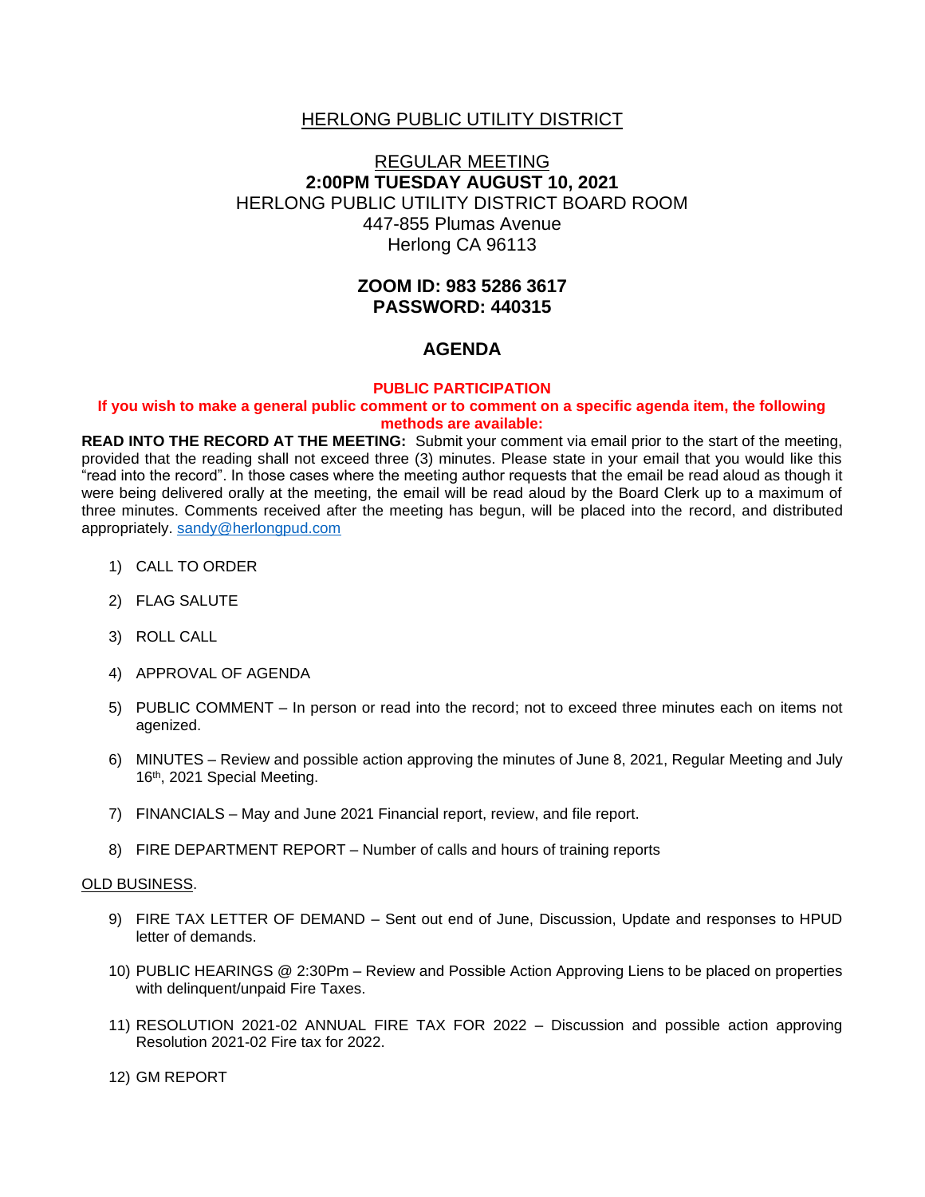# HERLONG PUBLIC UTILITY DISTRICT

## REGULAR MEETING

**2:00PM TUESDAY AUGUST 10, 2021**

HERLONG PUBLIC UTILITY DISTRICT BOARD ROOM
447-855 Plumas Avenue
Herlong CA 96113

**ZOOM ID: 983 5286 3617**
**PASSWORD: 440315**

## AGENDA

**PUBLIC PARTICIPATION**

**If you wish to make a general public comment or to comment on a specific agenda item, the following methods are available:**

**READ INTO THE RECORD AT THE MEETING:** Submit your comment via email prior to the start of the meeting, provided that the reading shall not exceed three (3) minutes. Please state in your email that you would like this "read into the record". In those cases where the meeting author requests that the email be read aloud as though it were being delivered orally at the meeting, the email will be read aloud by the Board Clerk up to a maximum of three minutes. Comments received after the meeting has begun, will be placed into the record, and distributed appropriately. sandy@herlongpud.com

1) CALL TO ORDER
2) FLAG SALUTE
3) ROLL CALL
4) APPROVAL OF AGENDA
5) PUBLIC COMMENT – In person or read into the record; not to exceed three minutes each on items not agenized.
6) MINUTES – Review and possible action approving the minutes of June 8, 2021, Regular Meeting and July 16th, 2021 Special Meeting.
7) FINANCIALS – May and June 2021 Financial report, review, and file report.
8) FIRE DEPARTMENT REPORT – Number of calls and hours of training reports

OLD BUSINESS.

9) FIRE TAX LETTER OF DEMAND – Sent out end of June, Discussion, Update and responses to HPUD letter of demands.
10) PUBLIC HEARINGS @ 2:30Pm – Review and Possible Action Approving Liens to be placed on properties with delinquent/unpaid Fire Taxes.
11) RESOLUTION 2021-02 ANNUAL FIRE TAX FOR 2022 – Discussion and possible action approving Resolution 2021-02 Fire tax for 2022.
12) GM REPORT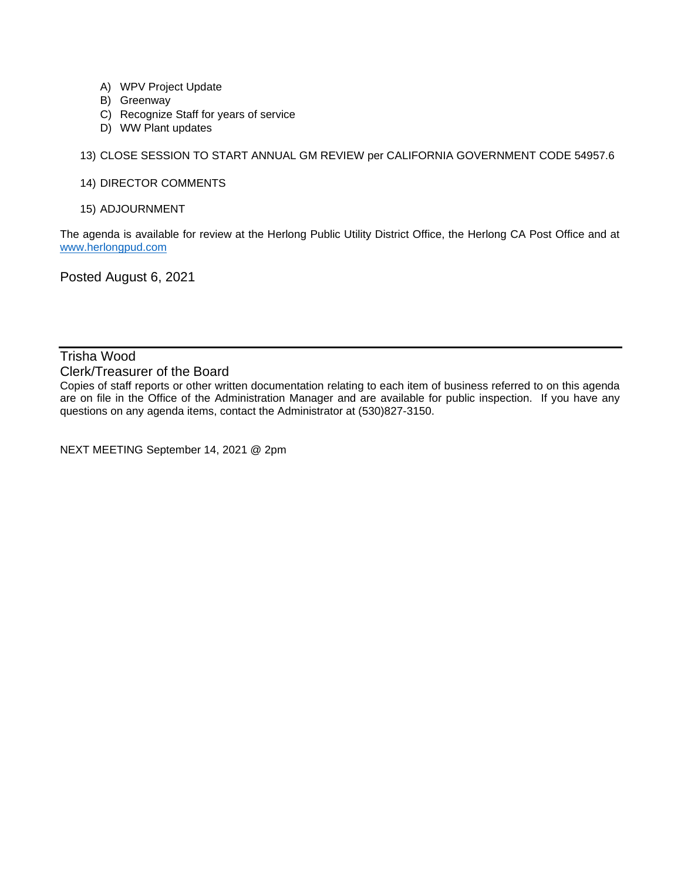A) WPV Project Update
B) Greenway
C) Recognize Staff for years of service
D) WW Plant updates

13) CLOSE SESSION TO START ANNUAL GM REVIEW per CALIFORNIA GOVERNMENT CODE 54957.6

14) DIRECTOR COMMENTS

15) ADJOURNMENT

The agenda is available for review at the Herlong Public Utility District Office, the Herlong CA Post Office and at [www.herlongpud.com](www.herlongpud.com)

Posted August 6, 2021

---

Trisha Wood
Clerk/Treasurer of the Board

Copies of staff reports or other written documentation relating to each item of business referred to on this agenda are on file in the Office of the Administration Manager and are available for public inspection. If you have any questions on any agenda items, contact the Administrator at (530)827-3150.

NEXT MEETING September 14, 2021 @ 2pm